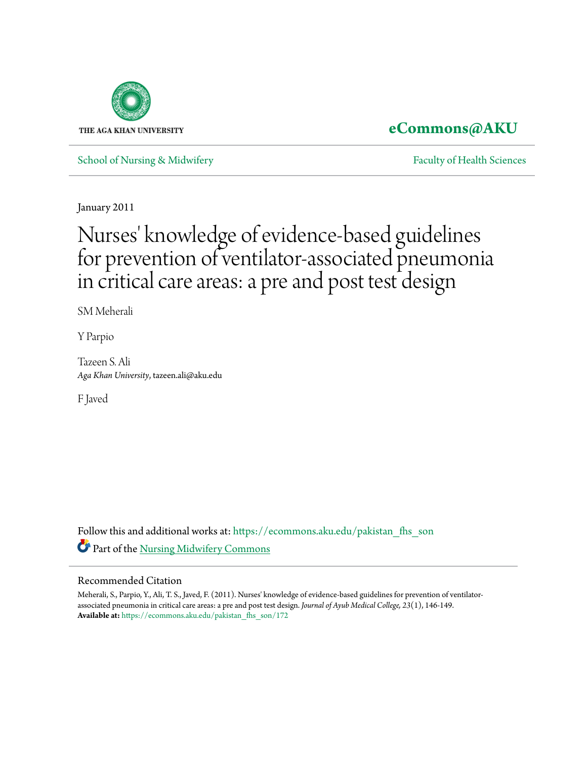THE AGA KHAN UNIVERSITY

**eCommons@AKU**

School of Nursing & Midwifery | Faculty of Health Sciences

January 2011

# Nurses' knowledge of evidence-based guidelines for prevention of ventilator-associated pneumonia in critical care areas: a pre and post test design

SM Meherali

Y Parpio

Tazeen S. Ali
*Aga Khan University*, tazeen.ali@aku.edu

F Javed

Follow this and additional works at: https://ecommons.aku.edu/pakistan_fhs_son

Part of the Nursing Midwifery Commons

## Recommended Citation

Meherali, S., Parpio, Y., Ali, T. S., Javed, F. (2011). Nurses' knowledge of evidence-based guidelines for prevention of ventilator-associated pneumonia in critical care areas: a pre and post test design. *Journal of Ayub Medical College, 23*(1), 146-149.
**Available at:** https://ecommons.aku.edu/pakistan_fhs_son/172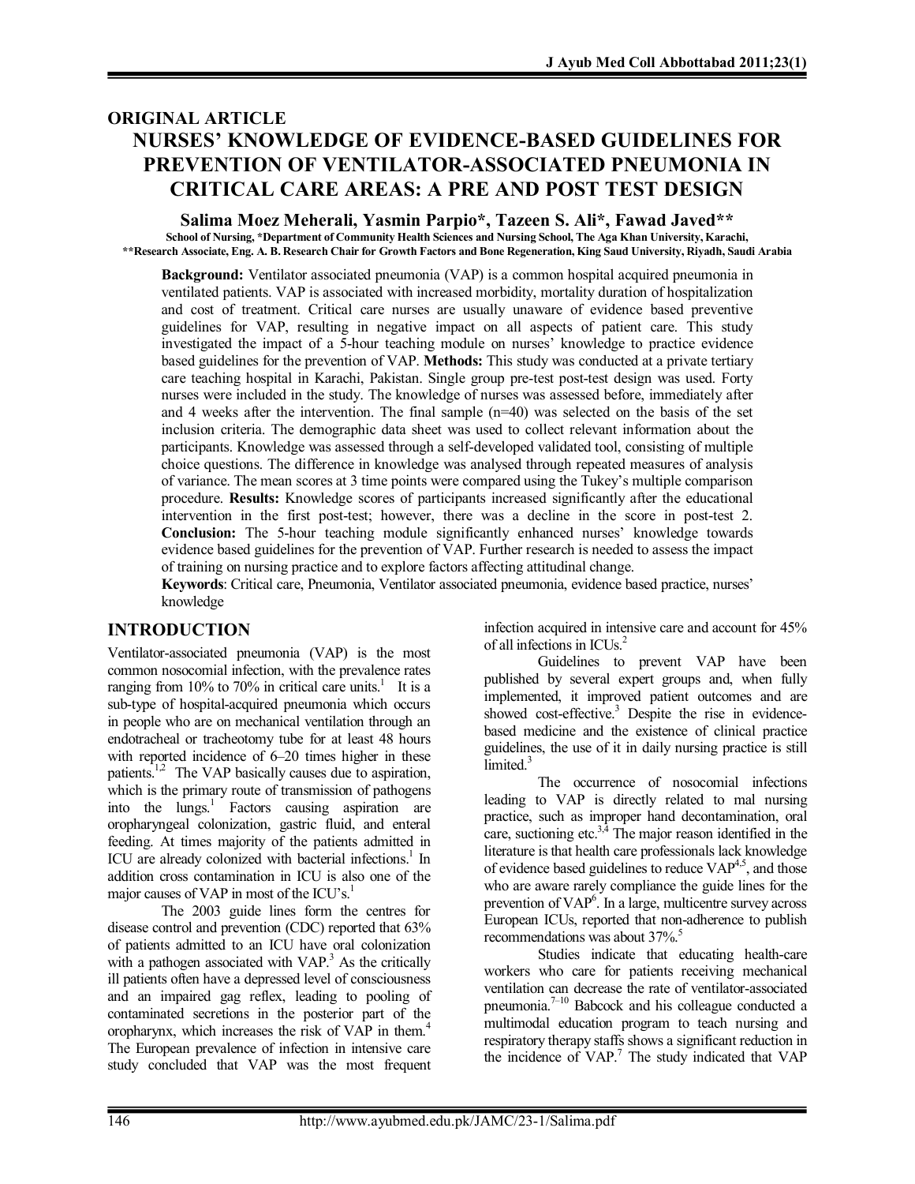## ORIGINAL ARTICLE

# NURSES' KNOWLEDGE OF EVIDENCE-BASED GUIDELINES FOR PREVENTION OF VENTILATOR-ASSOCIATED PNEUMONIA IN CRITICAL CARE AREAS: A PRE AND POST TEST DESIGN

**Salima Moez Meherali, Yasmin Parpio\*, Tazeen S. Ali\*, Fawad Javed\*\***

School of Nursing, \*Department of Community Health Sciences and Nursing School, The Aga Khan University, Karachi,
\*\*Research Associate, Eng. A. B. Research Chair for Growth Factors and Bone Regeneration, King Saud University, Riyadh, Saudi Arabia

**Background:** Ventilator associated pneumonia (VAP) is a common hospital acquired pneumonia in ventilated patients. VAP is associated with increased morbidity, mortality duration of hospitalization and cost of treatment. Critical care nurses are usually unaware of evidence based preventive guidelines for VAP, resulting in negative impact on all aspects of patient care. This study investigated the impact of a 5-hour teaching module on nurses' knowledge to practice evidence based guidelines for the prevention of VAP. **Methods:** This study was conducted at a private tertiary care teaching hospital in Karachi, Pakistan. Single group pre-test post-test design was used. Forty nurses were included in the study. The knowledge of nurses was assessed before, immediately after and 4 weeks after the intervention. The final sample (n=40) was selected on the basis of the set inclusion criteria. The demographic data sheet was used to collect relevant information about the participants. Knowledge was assessed through a self-developed validated tool, consisting of multiple choice questions. The difference in knowledge was analysed through repeated measures of analysis of variance. The mean scores at 3 time points were compared using the Tukey's multiple comparison procedure. **Results:** Knowledge scores of participants increased significantly after the educational intervention in the first post-test; however, there was a decline in the score in post-test 2. **Conclusion:** The 5-hour teaching module significantly enhanced nurses' knowledge towards evidence based guidelines for the prevention of VAP. Further research is needed to assess the impact of training on nursing practice and to explore factors affecting attitudinal change.

**Keywords**: Critical care, Pneumonia, Ventilator associated pneumonia, evidence based practice, nurses' knowledge

## INTRODUCTION

Ventilator-associated pneumonia (VAP) is the most common nosocomial infection, with the prevalence rates ranging from 10% to 70% in critical care units.[1] It is a sub-type of hospital-acquired pneumonia which occurs in people who are on mechanical ventilation through an endotracheal or tracheotomy tube for at least 48 hours with reported incidence of 6–20 times higher in these patients.[1,2] The VAP basically causes due to aspiration, which is the primary route of transmission of pathogens into the lungs.[1] Factors causing aspiration are oropharyngeal colonization, gastric fluid, and enteral feeding. At times majority of the patients admitted in ICU are already colonized with bacterial infections.[1] In addition cross contamination in ICU is also one of the major causes of VAP in most of the ICU's.[1]

The 2003 guide lines form the centres for disease control and prevention (CDC) reported that 63% of patients admitted to an ICU have oral colonization with a pathogen associated with VAP.[3] As the critically ill patients often have a depressed level of consciousness and an impaired gag reflex, leading to pooling of contaminated secretions in the posterior part of the oropharynx, which increases the risk of VAP in them.[4] The European prevalence of infection in intensive care study concluded that VAP was the most frequent infection acquired in intensive care and account for 45% of all infections in ICUs.[2]

Guidelines to prevent VAP have been published by several expert groups and, when fully implemented, it improved patient outcomes and are showed cost-effective.[3] Despite the rise in evidence-based medicine and the existence of clinical practice guidelines, the use of it in daily nursing practice is still limited.[3]

The occurrence of nosocomial infections leading to VAP is directly related to mal nursing practice, such as improper hand decontamination, oral care, suctioning etc.[3,4] The major reason identified in the literature is that health care professionals lack knowledge of evidence based guidelines to reduce VAP[4,5], and those who are aware rarely compliance the guide lines for the prevention of VAP[6]. In a large, multicentre survey across European ICUs, reported that non-adherence to publish recommendations was about 37%.[5]

Studies indicate that educating health-care workers who care for patients receiving mechanical ventilation can decrease the rate of ventilator-associated pneumonia.[7–10] Babcock and his colleague conducted a multimodal education program to teach nursing and respiratory therapy staffs shows a significant reduction in the incidence of VAP.[7] The study indicated that VAP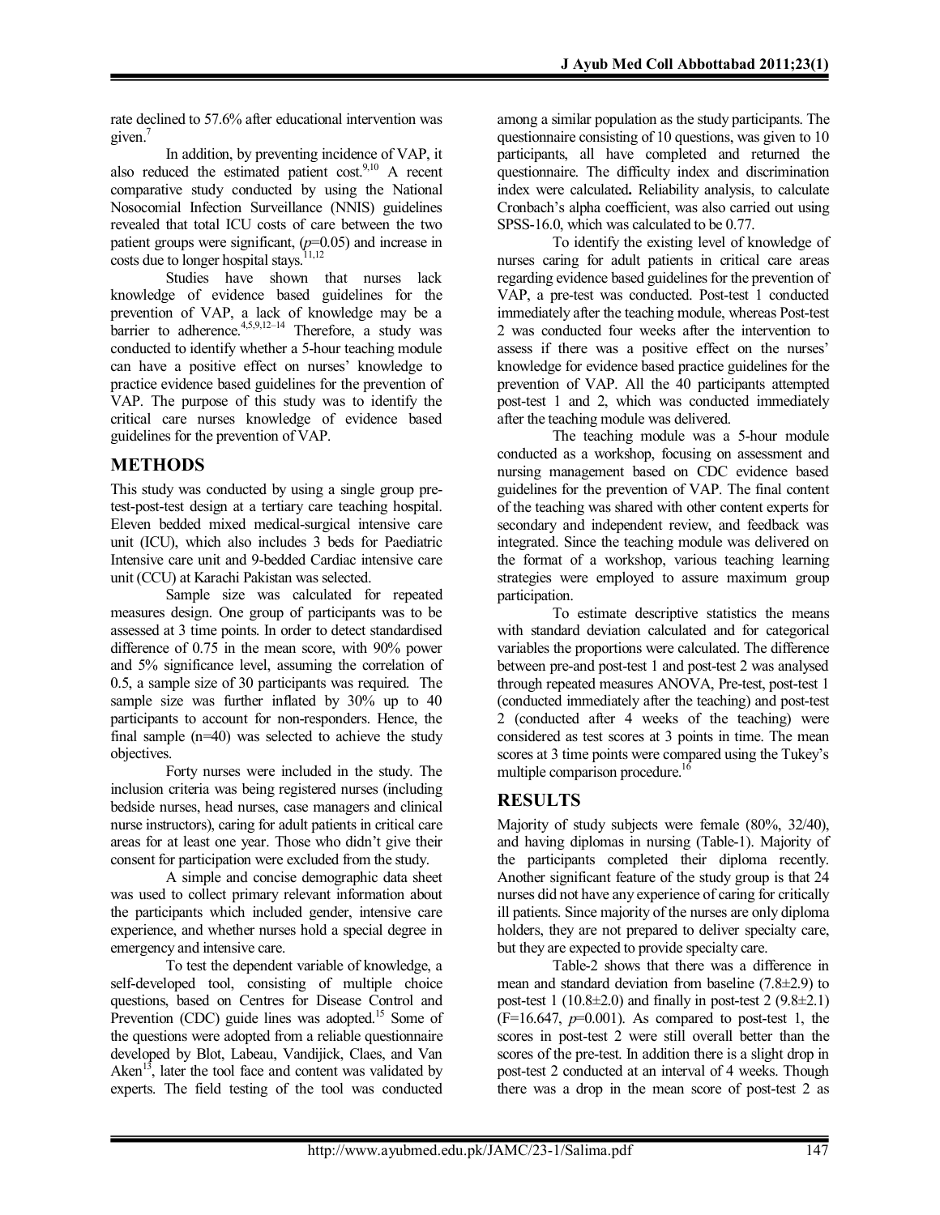rate declined to 57.6% after educational intervention was given.[7]

In addition, by preventing incidence of VAP, it also reduced the estimated patient cost.[9,10] A recent comparative study conducted by using the National Nosocomial Infection Surveillance (NNIS) guidelines revealed that total ICU costs of care between the two patient groups were significant, ($p$=0.05) and increase in costs due to longer hospital stays.[11,12]

Studies have shown that nurses lack knowledge of evidence based guidelines for the prevention of VAP, a lack of knowledge may be a barrier to adherence.[4,5,9,12–14] Therefore, a study was conducted to identify whether a 5-hour teaching module can have a positive effect on nurses' knowledge to practice evidence based guidelines for the prevention of VAP. The purpose of this study was to identify the critical care nurses knowledge of evidence based guidelines for the prevention of VAP.

## METHODS

This study was conducted by using a single group pre-test-post-test design at a tertiary care teaching hospital. Eleven bedded mixed medical-surgical intensive care unit (ICU), which also includes 3 beds for Paediatric Intensive care unit and 9-bedded Cardiac intensive care unit (CCU) at Karachi Pakistan was selected.

Sample size was calculated for repeated measures design. One group of participants was to be assessed at 3 time points. In order to detect standardised difference of 0.75 in the mean score, with 90% power and 5% significance level, assuming the correlation of 0.5, a sample size of 30 participants was required. The sample size was further inflated by 30% up to 40 participants to account for non-responders. Hence, the final sample (n=40) was selected to achieve the study objectives.

Forty nurses were included in the study. The inclusion criteria was being registered nurses (including bedside nurses, head nurses, case managers and clinical nurse instructors), caring for adult patients in critical care areas for at least one year. Those who didn't give their consent for participation were excluded from the study.

A simple and concise demographic data sheet was used to collect primary relevant information about the participants which included gender, intensive care experience, and whether nurses hold a special degree in emergency and intensive care.

To test the dependent variable of knowledge, a self-developed tool, consisting of multiple choice questions, based on Centres for Disease Control and Prevention (CDC) guide lines was adopted.[15] Some of the questions were adopted from a reliable questionnaire developed by Blot, Labeau, Vandijick, Claes, and Van Aken[13], later the tool face and content was validated by experts. The field testing of the tool was conducted among a similar population as the study participants. The questionnaire consisting of 10 questions, was given to 10 participants, all have completed and returned the questionnaire. The difficulty index and discrimination index were calculated**.** Reliability analysis, to calculate Cronbach's alpha coefficient, was also carried out using SPSS-16.0, which was calculated to be 0.77.

To identify the existing level of knowledge of nurses caring for adult patients in critical care areas regarding evidence based guidelines for the prevention of VAP, a pre-test was conducted. Post-test 1 conducted immediately after the teaching module, whereas Post-test 2 was conducted four weeks after the intervention to assess if there was a positive effect on the nurses' knowledge for evidence based practice guidelines for the prevention of VAP. All the 40 participants attempted post-test 1 and 2, which was conducted immediately after the teaching module was delivered.

The teaching module was a 5-hour module conducted as a workshop, focusing on assessment and nursing management based on CDC evidence based guidelines for the prevention of VAP. The final content of the teaching was shared with other content experts for secondary and independent review, and feedback was integrated. Since the teaching module was delivered on the format of a workshop, various teaching learning strategies were employed to assure maximum group participation.

To estimate descriptive statistics the means with standard deviation calculated and for categorical variables the proportions were calculated. The difference between pre-and post-test 1 and post-test 2 was analysed through repeated measures ANOVA, Pre-test, post-test 1 (conducted immediately after the teaching) and post-test 2 (conducted after 4 weeks of the teaching) were considered as test scores at 3 points in time. The mean scores at 3 time points were compared using the Tukey's multiple comparison procedure.[16]

## RESULTS

Majority of study subjects were female (80%, 32/40), and having diplomas in nursing (Table-1). Majority of the participants completed their diploma recently. Another significant feature of the study group is that 24 nurses did not have any experience of caring for critically ill patients. Since majority of the nurses are only diploma holders, they are not prepared to deliver specialty care, but they are expected to provide specialty care.

Table-2 shows that there was a difference in mean and standard deviation from baseline (7.8±2.9) to post-test 1 (10.8±2.0) and finally in post-test 2 (9.8±2.1) ($F$=16.647, $p$=0.001). As compared to post-test 1, the scores in post-test 2 were still overall better than the scores of the pre-test. In addition there is a slight drop in post-test 2 conducted at an interval of 4 weeks. Though there was a drop in the mean score of post-test 2 as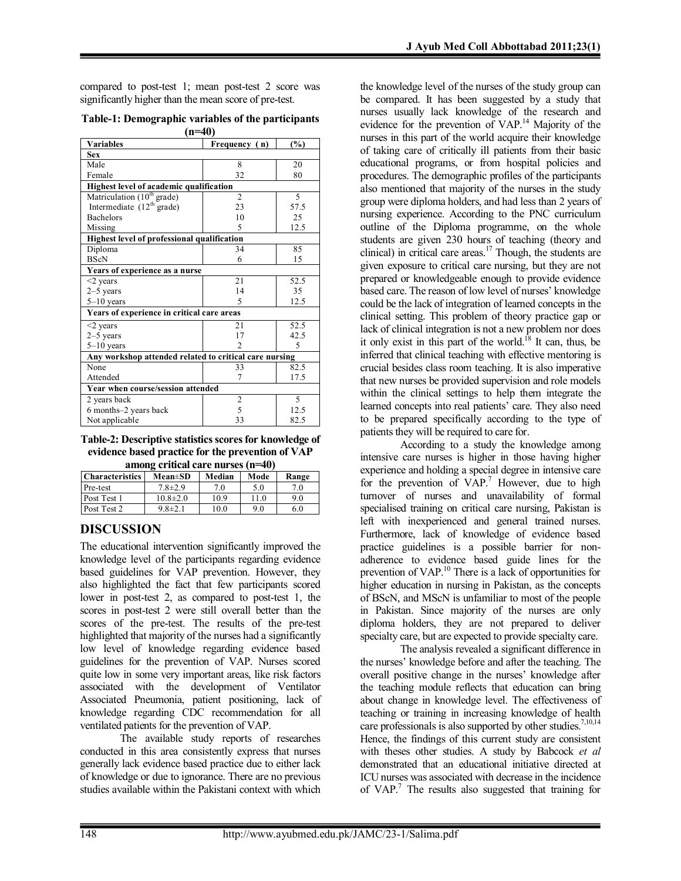compared to post-test 1; mean post-test 2 score was significantly higher than the mean score of pre-test.

**Table-1: Demographic variables of the participants (n=40)**

| Variables | Frequency (n) | (%) |
|---|---|---|
| **Sex** | | |
| Male | 8 | 20 |
| Female | 32 | 80 |
| **Highest level of academic qualification** | | |
| Matriculation (10th grade) | 2 | 5 |
| Intermediate (12th grade) | 23 | 57.5 |
| Bachelors | 10 | 25 |
| Missing | 5 | 12.5 |
| **Highest level of professional qualification** | | |
| Diploma | 34 | 85 |
| BScN | 6 | 15 |
| **Years of experience as a nurse** | | |
| <2 years | 21 | 52.5 |
| 2–5 years | 14 | 35 |
| 5–10 years | 5 | 12.5 |
| **Years of experience in critical care areas** | | |
| <2 years | 21 | 52.5 |
| 2–5 years | 17 | 42.5 |
| 5–10 years | 2 | 5 |
| **Any workshop attended related to critical care nursing** | | |
| None | 33 | 82.5 |
| Attended | 7 | 17.5 |
| **Year when course/session attended** | | |
| 2 years back | 2 | 5 |
| 6 months–2 years back | 5 | 12.5 |
| Not applicable | 33 | 82.5 |

**Table-2: Descriptive statistics scores for knowledge of evidence based practice for the prevention of VAP among critical care nurses (n=40)**

| Characteristics | Mean±SD | Median | Mode | Range |
|---|---|---|---|---|
| Pre-test | 7.8±2.9 | 7.0 | 5.0 | 7.0 |
| Post Test 1 | 10.8±2.0 | 10.9 | 11.0 | 9.0 |
| Post Test 2 | 9.8±2.1 | 10.0 | 9.0 | 6.0 |

## DISCUSSION

The educational intervention significantly improved the knowledge level of the participants regarding evidence based guidelines for VAP prevention. However, they also highlighted the fact that few participants scored lower in post-test 2, as compared to post-test 1, the scores in post-test 2 were still overall better than the scores of the pre-test. The results of the pre-test highlighted that majority of the nurses had a significantly low level of knowledge regarding evidence based guidelines for the prevention of VAP. Nurses scored quite low in some very important areas, like risk factors associated with the development of Ventilator Associated Pneumonia, patient positioning, lack of knowledge regarding CDC recommendation for all ventilated patients for the prevention of VAP.

The available study reports of researches conducted in this area consistently express that nurses generally lack evidence based practice due to either lack of knowledge or due to ignorance. There are no previous studies available within the Pakistani context with which the knowledge level of the nurses of the study group can be compared. It has been suggested by a study that nurses usually lack knowledge of the research and evidence for the prevention of VAP.[14] Majority of the nurses in this part of the world acquire their knowledge of taking care of critically ill patients from their basic educational programs, or from hospital policies and procedures. The demographic profiles of the participants also mentioned that majority of the nurses in the study group were diploma holders, and had less than 2 years of nursing experience. According to the PNC curriculum outline of the Diploma programme, on the whole students are given 230 hours of teaching (theory and clinical) in critical care areas.[17] Though, the students are given exposure to critical care nursing, but they are not prepared or knowledgeable enough to provide evidence based care. The reason of low level of nurses' knowledge could be the lack of integration of learned concepts in the clinical setting. This problem of theory practice gap or lack of clinical integration is not a new problem nor does it only exist in this part of the world.[18] It can, thus, be inferred that clinical teaching with effective mentoring is crucial besides class room teaching. It is also imperative that new nurses be provided supervision and role models within the clinical settings to help them integrate the learned concepts into real patients' care. They also need to be prepared specifically according to the type of patients they will be required to care for.

According to a study the knowledge among intensive care nurses is higher in those having higher experience and holding a special degree in intensive care for the prevention of VAP.[7] However, due to high turnover of nurses and unavailability of formal specialised training on critical care nursing, Pakistan is left with inexperienced and general trained nurses. Furthermore, lack of knowledge of evidence based practice guidelines is a possible barrier for non-adherence to evidence based guide lines for the prevention of VAP.[10] There is a lack of opportunities for higher education in nursing in Pakistan, as the concepts of BScN, and MScN is unfamiliar to most of the people in Pakistan. Since majority of the nurses are only diploma holders, they are not prepared to deliver specialty care, but are expected to provide specialty care.

The analysis revealed a significant difference in the nurses' knowledge before and after the teaching. The overall positive change in the nurses' knowledge after the teaching module reflects that education can bring about change in knowledge level. The effectiveness of teaching or training in increasing knowledge of health care professionals is also supported by other studies.[7,10,14] Hence, the findings of this current study are consistent with theses other studies. A study by Babcock *et al* demonstrated that an educational initiative directed at ICU nurses was associated with decrease in the incidence of VAP.[7] The results also suggested that training for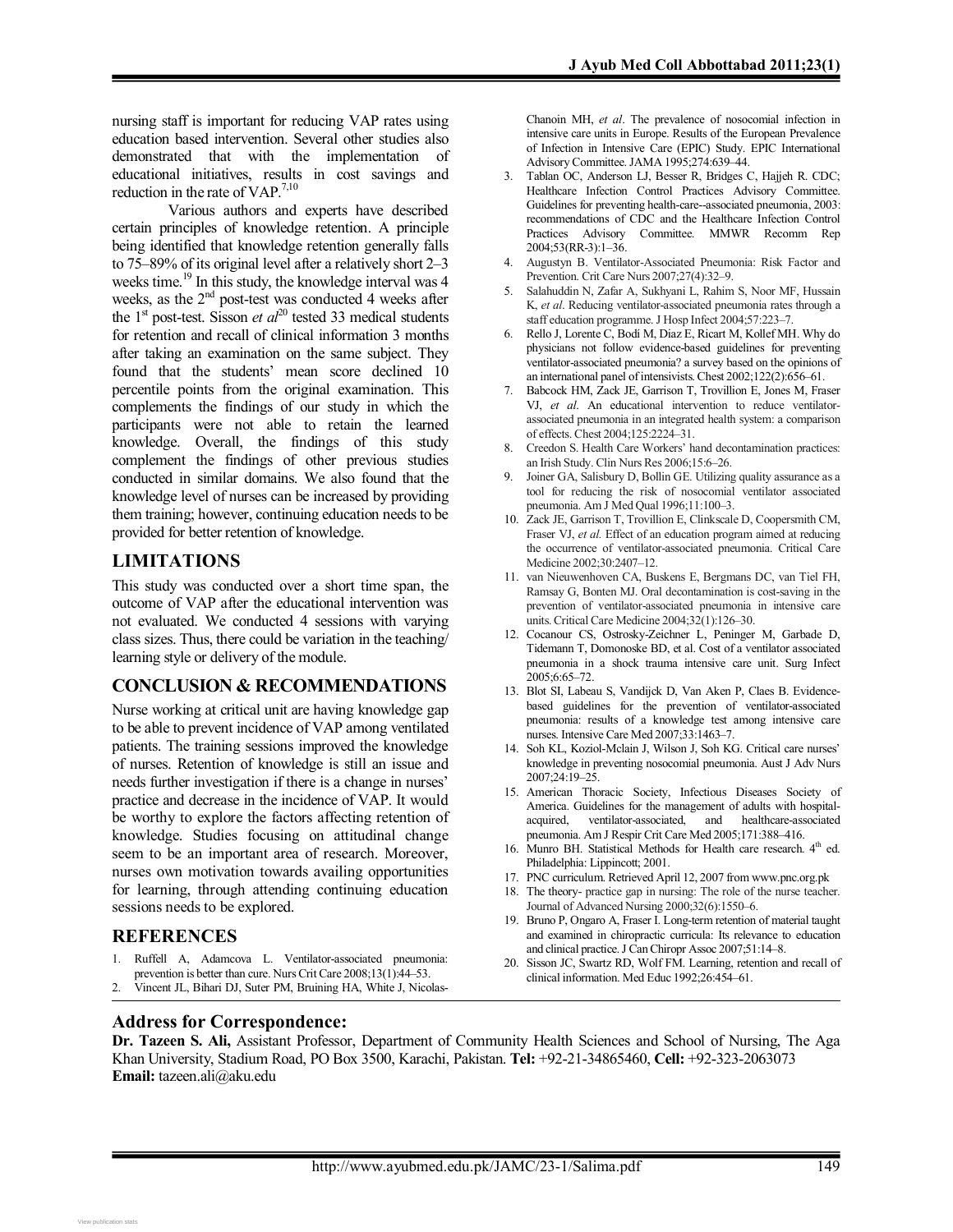nursing staff is important for reducing VAP rates using education based intervention. Several other studies also demonstrated that with the implementation of educational initiatives, results in cost savings and reduction in the rate of VAP.[7,10]

Various authors and experts have described certain principles of knowledge retention. A principle being identified that knowledge retention generally falls to 75–89% of its original level after a relatively short 2–3 weeks time.[19] In this study, the knowledge interval was 4 weeks, as the 2nd post-test was conducted 4 weeks after the 1st post-test. Sisson *et al*[20] tested 33 medical students for retention and recall of clinical information 3 months after taking an examination on the same subject. They found that the students' mean score declined 10 percentile points from the original examination. This complements the findings of our study in which the participants were not able to retain the learned knowledge. Overall, the findings of this study complement the findings of other previous studies conducted in similar domains. We also found that the knowledge level of nurses can be increased by providing them training; however, continuing education needs to be provided for better retention of knowledge.

## LIMITATIONS

This study was conducted over a short time span, the outcome of VAP after the educational intervention was not evaluated. We conducted 4 sessions with varying class sizes. Thus, there could be variation in the teaching/learning style or delivery of the module.

## CONCLUSION & RECOMMENDATIONS

Nurse working at critical unit are having knowledge gap to be able to prevent incidence of VAP among ventilated patients. The training sessions improved the knowledge of nurses. Retention of knowledge is still an issue and needs further investigation if there is a change in nurses' practice and decrease in the incidence of VAP. It would be worthy to explore the factors affecting retention of knowledge. Studies focusing on attitudinal change seem to be an important area of research. Moreover, nurses own motivation towards availing opportunities for learning, through attending continuing education sessions needs to be explored.

## REFERENCES

1. Ruffell A, Adamcova L. Ventilator-associated pneumonia: prevention is better than cure. Nurs Crit Care 2008;13(1):44–53.
2. Vincent JL, Bihari DJ, Suter PM, Bruining HA, White J, Nicolas-Chanoin MH, *et al*. The prevalence of nosocomial infection in intensive care units in Europe. Results of the European Prevalence of Infection in Intensive Care (EPIC) Study. EPIC International Advisory Committee. JAMA 1995;274:639–44.
3. Tablan OC, Anderson LJ, Besser R, Bridges C, Hajjeh R. CDC; Healthcare Infection Control Practices Advisory Committee. Guidelines for preventing health-care--associated pneumonia, 2003: recommendations of CDC and the Healthcare Infection Control Practices Advisory Committee. MMWR Recomm Rep 2004;53(RR-3):1–36.
4. Augustyn B. Ventilator-Associated Pneumonia: Risk Factor and Prevention. Crit Care Nurs 2007;27(4):32–9.
5. Salahuddin N, Zafar A, Sukhyani L, Rahim S, Noor MF, Hussain K, *et al*. Reducing ventilator-associated pneumonia rates through a staff education programme. J Hosp Infect 2004;57:223–7.
6. Rello J, Lorente C, Bodí M, Diaz E, Ricart M, Kollef MH. Why do physicians not follow evidence-based guidelines for preventing ventilator-associated pneumonia? a survey based on the opinions of an international panel of intensivists. Chest 2002;122(2):656–61.
7. Babcock HM, Zack JE, Garrison T, Trovillion E, Jones M, Fraser VJ, *et al*. An educational intervention to reduce ventilator-associated pneumonia in an integrated health system: a comparison of effects. Chest 2004;125:2224–31.
8. Creedon S. Health Care Workers' hand decontamination practices: an Irish Study. Clin Nurs Res 2006;15:6–26.
9. Joiner GA, Salisbury D, Bollin GE. Utilizing quality assurance as a tool for reducing the risk of nosocomial ventilator associated pneumonia. Am J Med Qual 1996;11:100–3.
10. Zack JE, Garrison T, Trovillion E, Clinkscale D, Coopersmith CM, Fraser VJ, *et al.* Effect of an education program aimed at reducing the occurrence of ventilator-associated pneumonia. Critical Care Medicine 2002;30:2407–12.
11. van Nieuwenhoven CA, Buskens E, Bergmans DC, van Tiel FH, Ramsay G, Bonten MJ. Oral decontamination is cost-saving in the prevention of ventilator-associated pneumonia in intensive care units. Critical Care Medicine 2004;32(1):126–30.
12. Cocanour CS, Ostrosky-Zeichner L, Peninger M, Garbade D, Tidemann T, Domonoske BD, et al. Cost of a ventilator associated pneumonia in a shock trauma intensive care unit. Surg Infect 2005;6:65–72.
13. Blot SI, Labeau S, Vandijck D, Van Aken P, Claes B. Evidence-based guidelines for the prevention of ventilator-associated pneumonia: results of a knowledge test among intensive care nurses. Intensive Care Med 2007;33:1463–7.
14. Soh KL, Koziol-Mclain J, Wilson J, Soh KG. Critical care nurses' knowledge in preventing nosocomial pneumonia. Aust J Adv Nurs 2007;24:19–25.
15. American Thoracic Society, Infectious Diseases Society of America. Guidelines for the management of adults with hospital-acquired, ventilator-associated, and healthcare-associated pneumonia. Am J Respir Crit Care Med 2005;171:388–416.
16. Munro BH. Statistical Methods for Health care research. 4th ed. Philadelphia: Lippincott; 2001.
17. PNC curriculum. Retrieved April 12, 2007 from www.pnc.org.pk
18. The theory- practice gap in nursing: The role of the nurse teacher. Journal of Advanced Nursing 2000;32(6):1550–6.
19. Bruno P, Ongaro A, Fraser I. Long-term retention of material taught and examined in chiropractic curricula: Its relevance to education and clinical practice. J Can Chiropr Assoc 2007;51:14–8.
20. Sisson JC, Swartz RD, Wolf FM. Learning, retention and recall of clinical information. Med Educ 1992;26:454–61.

### Address for Correspondence:

**Dr. Tazeen S. Ali,** Assistant Professor, Department of Community Health Sciences and School of Nursing, The Aga Khan University, Stadium Road, PO Box 3500, Karachi, Pakistan. **Tel:** +92-21-34865460, **Cell:** +92-323-2063073
**Email:** tazeen.ali@aku.edu